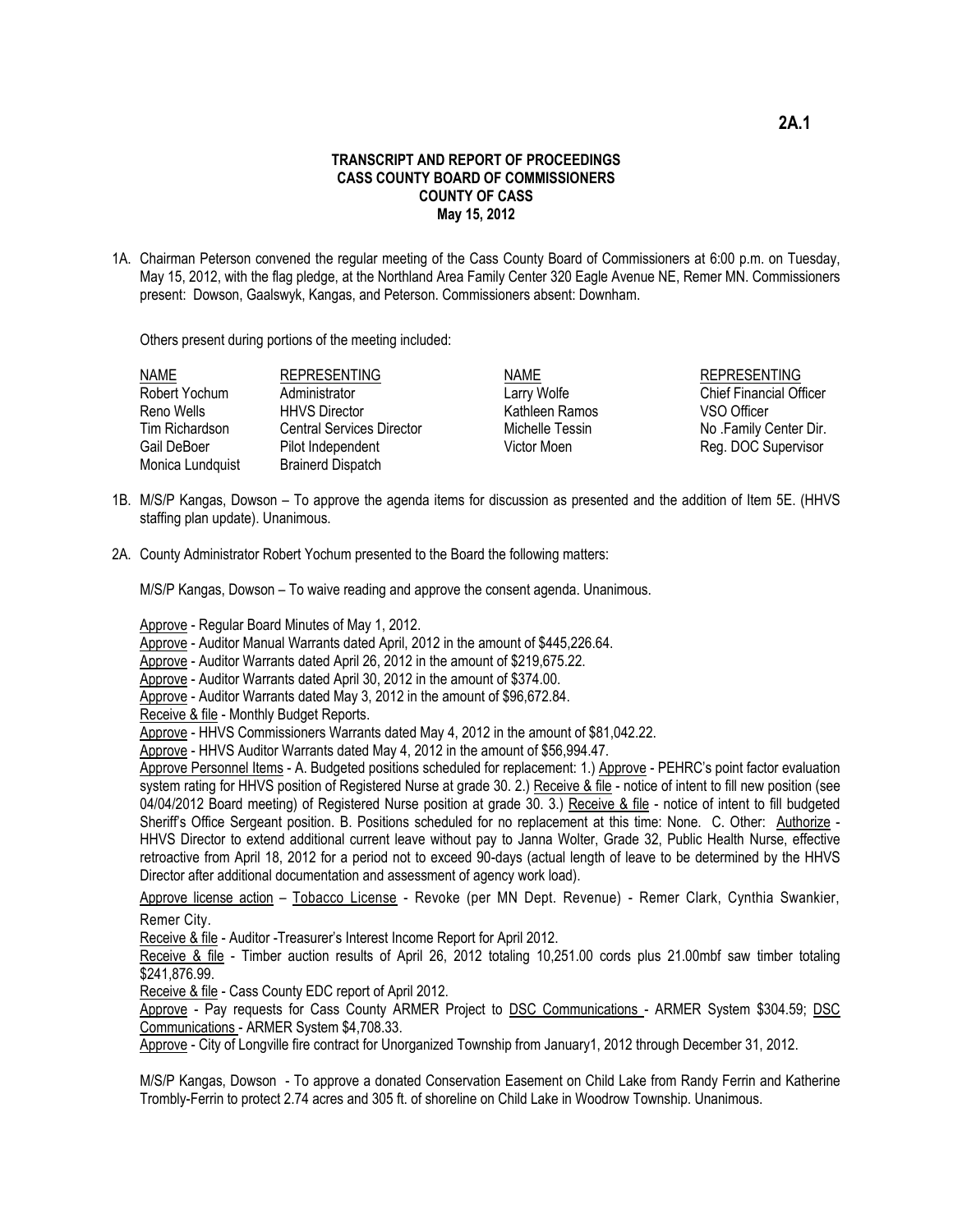**2A.1**

**TRANSCRIPT AND REPORT OF PROCEEDINGS**
**CASS COUNTY BOARD OF COMMISSIONERS**
**COUNTY OF CASS**
**May 15, 2012**

1A. Chairman Peterson convened the regular meeting of the Cass County Board of Commissioners at 6:00 p.m. on Tuesday, May 15, 2012, with the flag pledge, at the Northland Area Family Center 320 Eagle Avenue NE, Remer MN. Commissioners present: Dowson, Gaalswyk, Kangas, and Peterson. Commissioners absent: Downham.

Others present during portions of the meeting included:

| NAME | REPRESENTING | NAME | REPRESENTING |
|---|---|---|---|
| Robert Yochum | Administrator | Larry Wolfe | Chief Financial Officer |
| Reno Wells | HHVS Director | Kathleen Ramos | VSO Officer |
| Tim Richardson | Central Services Director | Michelle Tessin | No .Family Center Dir. |
| Gail DeBoer | Pilot Independent | Victor Moen | Reg. DOC Supervisor |
| Monica Lundquist | Brainerd Dispatch | | |

1B. M/S/P Kangas, Dowson – To approve the agenda items for discussion as presented and the addition of Item 5E. (HHVS staffing plan update). Unanimous.

2A. County Administrator Robert Yochum presented to the Board the following matters:

M/S/P Kangas, Dowson – To waive reading and approve the consent agenda. Unanimous.

Approve - Regular Board Minutes of May 1, 2012.
Approve - Auditor Manual Warrants dated April, 2012 in the amount of $445,226.64.
Approve - Auditor Warrants dated April 26, 2012 in the amount of $219,675.22.
Approve - Auditor Warrants dated April 30, 2012 in the amount of $374.00.
Approve - Auditor Warrants dated May 3, 2012 in the amount of $96,672.84.
Receive & file - Monthly Budget Reports.
Approve - HHVS Commissioners Warrants dated May 4, 2012 in the amount of $81,042.22.
Approve - HHVS Auditor Warrants dated May 4, 2012 in the amount of $56,994.47.
Approve Personnel Items - A. Budgeted positions scheduled for replacement: 1.) Approve - PEHRC's point factor evaluation system rating for HHVS position of Registered Nurse at grade 30. 2.) Receive & file - notice of intent to fill new position (see 04/04/2012 Board meeting) of Registered Nurse position at grade 30. 3.) Receive & file - notice of intent to fill budgeted Sheriff's Office Sergeant position. B. Positions scheduled for no replacement at this time: None. C. Other: Authorize - HHVS Director to extend additional current leave without pay to Janna Wolter, Grade 32, Public Health Nurse, effective retroactive from April 18, 2012 for a period not to exceed 90-days (actual length of leave to be determined by the HHVS Director after additional documentation and assessment of agency work load).
Approve license action – Tobacco License - Revoke (per MN Dept. Revenue) - Remer Clark, Cynthia Swankier, Remer City.
Receive & file - Auditor -Treasurer's Interest Income Report for April 2012.
Receive & file - Timber auction results of April 26, 2012 totaling 10,251.00 cords plus 21.00mbf saw timber totaling $241,876.99.
Receive & file - Cass County EDC report of April 2012.
Approve - Pay requests for Cass County ARMER Project to DSC Communications - ARMER System $304.59; DSC Communications - ARMER System $4,708.33.
Approve - City of Longville fire contract for Unorganized Township from January1, 2012 through December 31, 2012.

M/S/P Kangas, Dowson - To approve a donated Conservation Easement on Child Lake from Randy Ferrin and Katherine Trombly-Ferrin to protect 2.74 acres and 305 ft. of shoreline on Child Lake in Woodrow Township. Unanimous.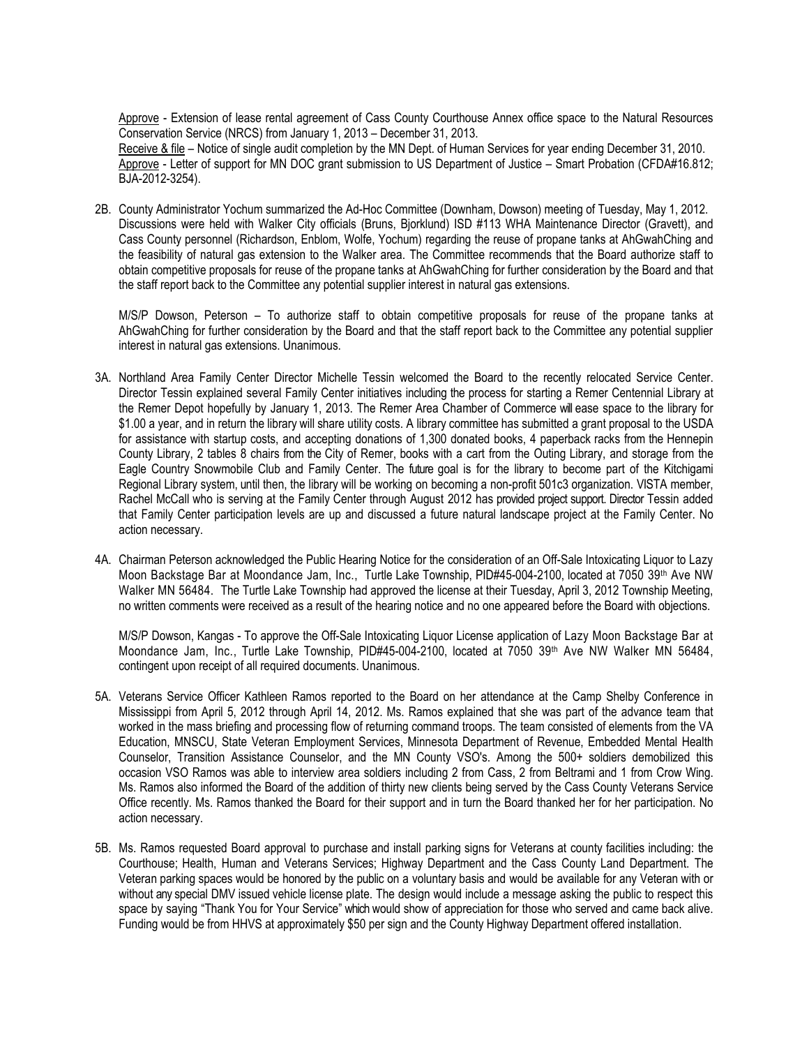Approve - Extension of lease rental agreement of Cass County Courthouse Annex office space to the Natural Resources Conservation Service (NRCS) from January 1, 2013 – December 31, 2013.
Receive & file – Notice of single audit completion by the MN Dept. of Human Services for year ending December 31, 2010.
Approve - Letter of support for MN DOC grant submission to US Department of Justice – Smart Probation (CFDA#16.812; BJA-2012-3254).

2B. County Administrator Yochum summarized the Ad-Hoc Committee (Downham, Dowson) meeting of Tuesday, May 1, 2012. Discussions were held with Walker City officials (Bruns, Bjorklund) ISD #113 WHA Maintenance Director (Gravett), and Cass County personnel (Richardson, Enblom, Wolfe, Yochum) regarding the reuse of propane tanks at AhGwahChing and the feasibility of natural gas extension to the Walker area. The Committee recommends that the Board authorize staff to obtain competitive proposals for reuse of the propane tanks at AhGwahChing for further consideration by the Board and that the staff report back to the Committee any potential supplier interest in natural gas extensions.

M/S/P Dowson, Peterson – To authorize staff to obtain competitive proposals for reuse of the propane tanks at AhGwahChing for further consideration by the Board and that the staff report back to the Committee any potential supplier interest in natural gas extensions. Unanimous.

3A. Northland Area Family Center Director Michelle Tessin welcomed the Board to the recently relocated Service Center. Director Tessin explained several Family Center initiatives including the process for starting a Remer Centennial Library at the Remer Depot hopefully by January 1, 2013. The Remer Area Chamber of Commerce will ease space to the library for $1.00 a year, and in return the library will share utility costs. A library committee has submitted a grant proposal to the USDA for assistance with startup costs, and accepting donations of 1,300 donated books, 4 paperback racks from the Hennepin County Library, 2 tables 8 chairs from the City of Remer, books with a cart from the Outing Library, and storage from the Eagle Country Snowmobile Club and Family Center. The future goal is for the library to become part of the Kitchigami Regional Library system, until then, the library will be working on becoming a non-profit 501c3 organization. VISTA member, Rachel McCall who is serving at the Family Center through August 2012 has provided project support. Director Tessin added that Family Center participation levels are up and discussed a future natural landscape project at the Family Center. No action necessary.

4A. Chairman Peterson acknowledged the Public Hearing Notice for the consideration of an Off-Sale Intoxicating Liquor to Lazy Moon Backstage Bar at Moondance Jam, Inc., Turtle Lake Township, PID#45-004-2100, located at 7050 39th Ave NW Walker MN 56484. The Turtle Lake Township had approved the license at their Tuesday, April 3, 2012 Township Meeting, no written comments were received as a result of the hearing notice and no one appeared before the Board with objections.

M/S/P Dowson, Kangas - To approve the Off-Sale Intoxicating Liquor License application of Lazy Moon Backstage Bar at Moondance Jam, Inc., Turtle Lake Township, PID#45-004-2100, located at 7050 39th Ave NW Walker MN 56484, contingent upon receipt of all required documents. Unanimous.

5A. Veterans Service Officer Kathleen Ramos reported to the Board on her attendance at the Camp Shelby Conference in Mississippi from April 5, 2012 through April 14, 2012. Ms. Ramos explained that she was part of the advance team that worked in the mass briefing and processing flow of returning command troops. The team consisted of elements from the VA Education, MNSCU, State Veteran Employment Services, Minnesota Department of Revenue, Embedded Mental Health Counselor, Transition Assistance Counselor, and the MN County VSO's. Among the 500+ soldiers demobilized this occasion VSO Ramos was able to interview area soldiers including 2 from Cass, 2 from Beltrami and 1 from Crow Wing. Ms. Ramos also informed the Board of the addition of thirty new clients being served by the Cass County Veterans Service Office recently. Ms. Ramos thanked the Board for their support and in turn the Board thanked her for her participation. No action necessary.

5B. Ms. Ramos requested Board approval to purchase and install parking signs for Veterans at county facilities including: the Courthouse; Health, Human and Veterans Services; Highway Department and the Cass County Land Department. The Veteran parking spaces would be honored by the public on a voluntary basis and would be available for any Veteran with or without any special DMV issued vehicle license plate. The design would include a message asking the public to respect this space by saying "Thank You for Your Service" which would show of appreciation for those who served and came back alive. Funding would be from HHVS at approximately $50 per sign and the County Highway Department offered installation.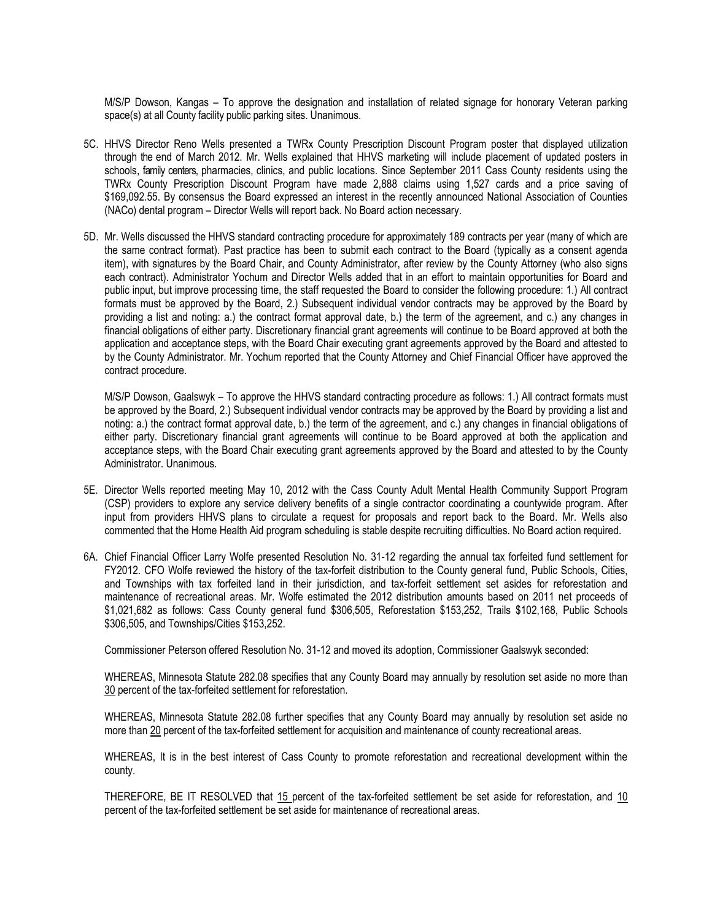M/S/P Dowson, Kangas – To approve the designation and installation of related signage for honorary Veteran parking space(s) at all County facility public parking sites. Unanimous.

5C. HHVS Director Reno Wells presented a TWRx County Prescription Discount Program poster that displayed utilization through the end of March 2012. Mr. Wells explained that HHVS marketing will include placement of updated posters in schools, family centers, pharmacies, clinics, and public locations. Since September 2011 Cass County residents using the TWRx County Prescription Discount Program have made 2,888 claims using 1,527 cards and a price saving of $169,092.55. By consensus the Board expressed an interest in the recently announced National Association of Counties (NACo) dental program – Director Wells will report back. No Board action necessary.

5D. Mr. Wells discussed the HHVS standard contracting procedure for approximately 189 contracts per year (many of which are the same contract format). Past practice has been to submit each contract to the Board (typically as a consent agenda item), with signatures by the Board Chair, and County Administrator, after review by the County Attorney (who also signs each contract). Administrator Yochum and Director Wells added that in an effort to maintain opportunities for Board and public input, but improve processing time, the staff requested the Board to consider the following procedure: 1.) All contract formats must be approved by the Board, 2.) Subsequent individual vendor contracts may be approved by the Board by providing a list and noting: a.) the contract format approval date, b.) the term of the agreement, and c.) any changes in financial obligations of either party. Discretionary financial grant agreements will continue to be Board approved at both the application and acceptance steps, with the Board Chair executing grant agreements approved by the Board and attested to by the County Administrator. Mr. Yochum reported that the County Attorney and Chief Financial Officer have approved the contract procedure.

M/S/P Dowson, Gaalswyk – To approve the HHVS standard contracting procedure as follows: 1.) All contract formats must be approved by the Board, 2.) Subsequent individual vendor contracts may be approved by the Board by providing a list and noting: a.) the contract format approval date, b.) the term of the agreement, and c.) any changes in financial obligations of either party. Discretionary financial grant agreements will continue to be Board approved at both the application and acceptance steps, with the Board Chair executing grant agreements approved by the Board and attested to by the County Administrator. Unanimous.

5E. Director Wells reported meeting May 10, 2012 with the Cass County Adult Mental Health Community Support Program (CSP) providers to explore any service delivery benefits of a single contractor coordinating a countywide program. After input from providers HHVS plans to circulate a request for proposals and report back to the Board. Mr. Wells also commented that the Home Health Aid program scheduling is stable despite recruiting difficulties. No Board action required.

6A. Chief Financial Officer Larry Wolfe presented Resolution No. 31-12 regarding the annual tax forfeited fund settlement for FY2012. CFO Wolfe reviewed the history of the tax-forfeit distribution to the County general fund, Public Schools, Cities, and Townships with tax forfeited land in their jurisdiction, and tax-forfeit settlement set asides for reforestation and maintenance of recreational areas. Mr. Wolfe estimated the 2012 distribution amounts based on 2011 net proceeds of $1,021,682 as follows: Cass County general fund $306,505, Reforestation $153,252, Trails $102,168, Public Schools $306,505, and Townships/Cities $153,252.

Commissioner Peterson offered Resolution No. 31-12 and moved its adoption, Commissioner Gaalswyk seconded:

WHEREAS, Minnesota Statute 282.08 specifies that any County Board may annually by resolution set aside no more than 30 percent of the tax-forfeited settlement for reforestation.

WHEREAS, Minnesota Statute 282.08 further specifies that any County Board may annually by resolution set aside no more than 20 percent of the tax-forfeited settlement for acquisition and maintenance of county recreational areas.

WHEREAS, It is in the best interest of Cass County to promote reforestation and recreational development within the county.

THEREFORE, BE IT RESOLVED that 15 percent of the tax-forfeited settlement be set aside for reforestation, and 10 percent of the tax-forfeited settlement be set aside for maintenance of recreational areas.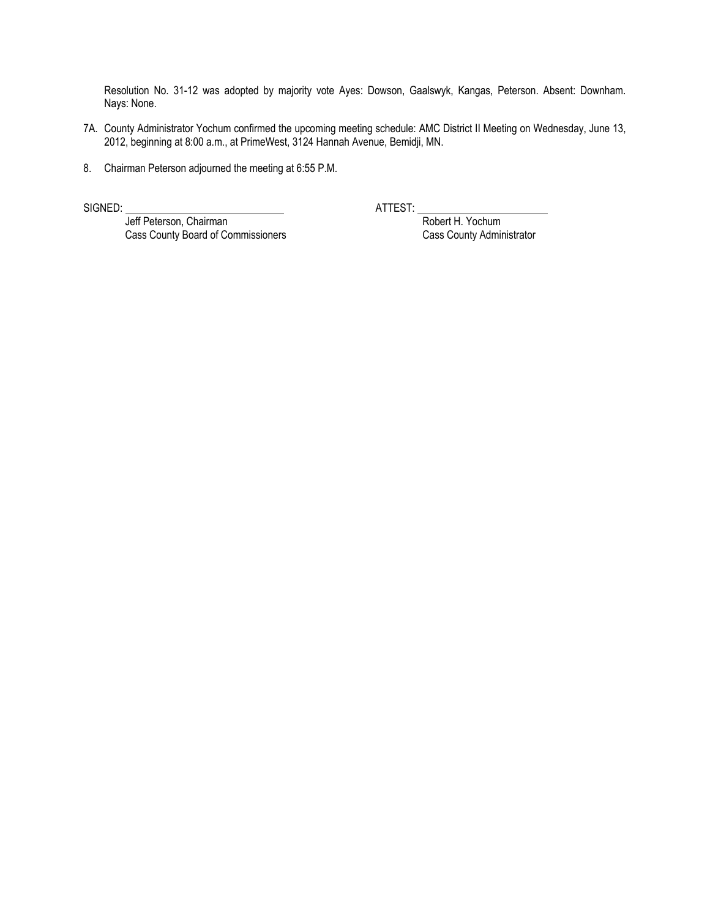Resolution No. 31-12 was adopted by majority vote Ayes: Dowson, Gaalswyk, Kangas, Peterson. Absent: Downham. Nays: None.

7A. County Administrator Yochum confirmed the upcoming meeting schedule: AMC District II Meeting on Wednesday, June 13, 2012, beginning at 8:00 a.m., at PrimeWest, 3124 Hannah Avenue, Bemidji, MN.

8. Chairman Peterson adjourned the meeting at 6:55 P.M.

SIGNED: ______________________________
Jeff Peterson, Chairman
Cass County Board of Commissioners

ATTEST: ________________________
Robert H. Yochum
Cass County Administrator